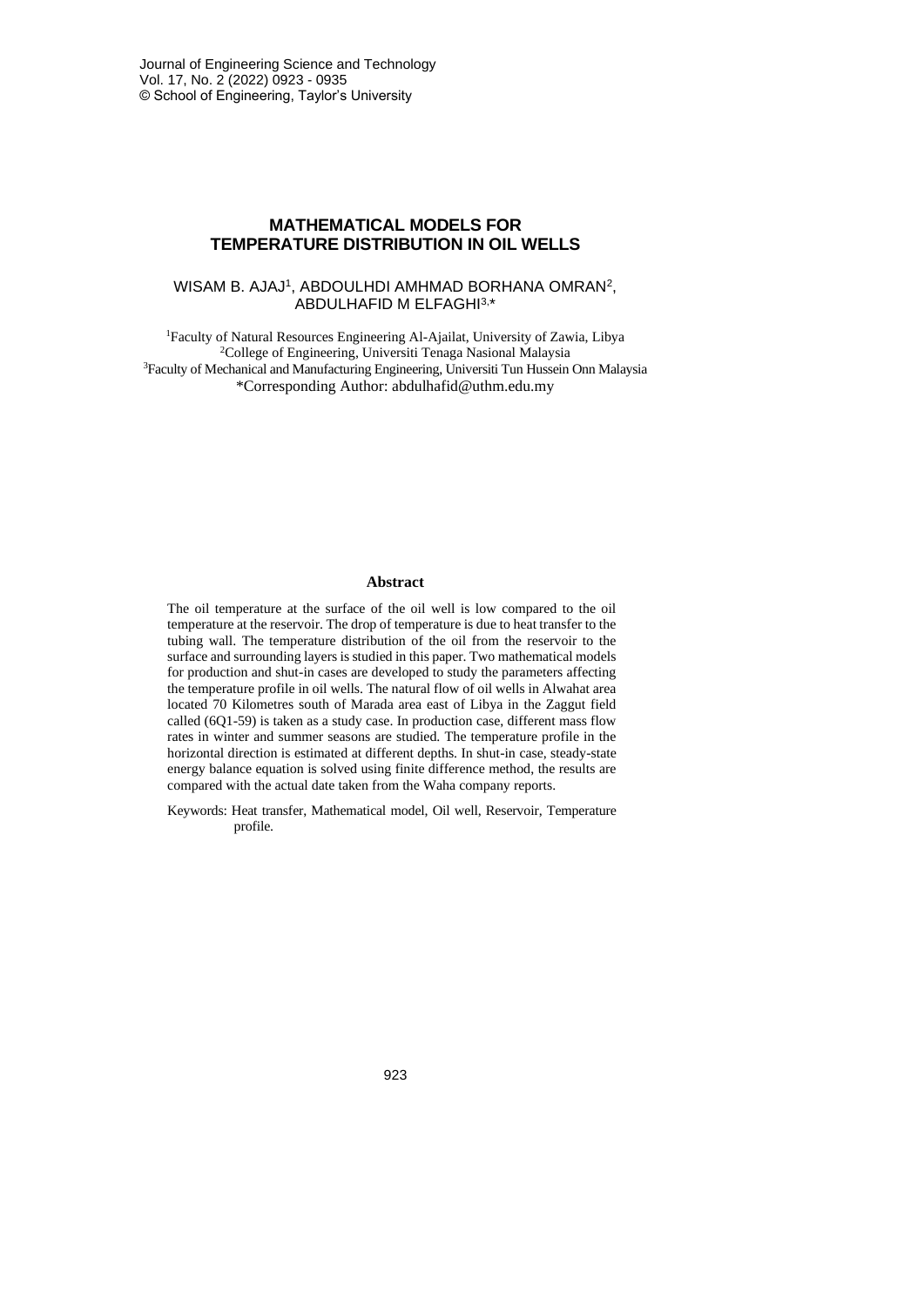# MATHEMATICAL MODELS FOR TEMPERATURE DISTRIBUTION IN OIL WELLS

WISAM B. AJAJ[1], ABDOULHDI AMHMAD BORHANA OMRAN[2], ABDULHAFID M ELFAGHI[3,*]

[1]Faculty of Natural Resources Engineering Al-Ajailat, University of Zawia, Libya
[2]College of Engineering, Universiti Tenaga Nasional Malaysia
[3]Faculty of Mechanical and Manufacturing Engineering, Universiti Tun Hussein Onn Malaysia
*Corresponding Author: abdulhafid@uthm.edu.my

## Abstract

The oil temperature at the surface of the oil well is low compared to the oil temperature at the reservoir. The drop of temperature is due to heat transfer to the tubing wall. The temperature distribution of the oil from the reservoir to the surface and surrounding layers is studied in this paper. Two mathematical models for production and shut-in cases are developed to study the parameters affecting the temperature profile in oil wells. The natural flow of oil wells in Alwahat area located 70 Kilometres south of Marada area east of Libya in the Zaggut field called (6Q1-59) is taken as a study case. In production case, different mass flow rates in winter and summer seasons are studied. The temperature profile in the horizontal direction is estimated at different depths. In shut-in case, steady-state energy balance equation is solved using finite difference method, the results are compared with the actual date taken from the Waha company reports.

Keywords: Heat transfer, Mathematical model, Oil well, Reservoir, Temperature profile.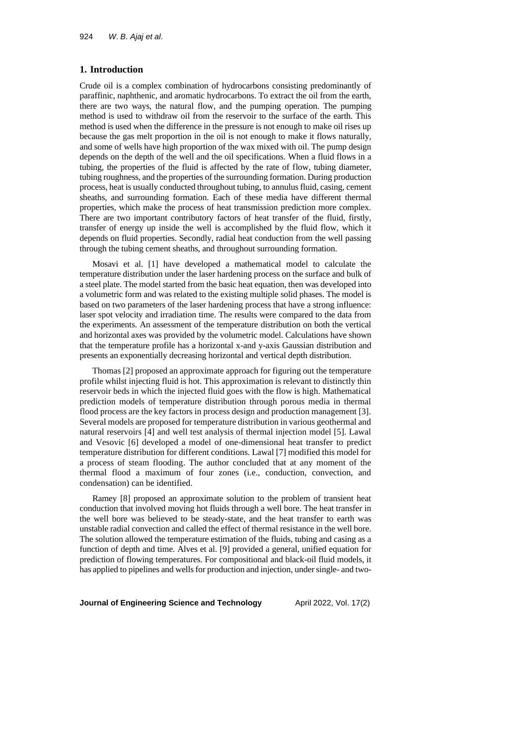## 1. Introduction

Crude oil is a complex combination of hydrocarbons consisting predominantly of paraffinic, naphthenic, and aromatic hydrocarbons. To extract the oil from the earth, there are two ways, the natural flow, and the pumping operation. The pumping method is used to withdraw oil from the reservoir to the surface of the earth. This method is used when the difference in the pressure is not enough to make oil rises up because the gas melt proportion in the oil is not enough to make it flows naturally, and some of wells have high proportion of the wax mixed with oil. The pump design depends on the depth of the well and the oil specifications. When a fluid flows in a tubing, the properties of the fluid is affected by the rate of flow, tubing diameter, tubing roughness, and the properties of the surrounding formation. During production process, heat is usually conducted throughout tubing, to annulus fluid, casing, cement sheaths, and surrounding formation. Each of these media have different thermal properties, which make the process of heat transmission prediction more complex. There are two important contributory factors of heat transfer of the fluid, firstly, transfer of energy up inside the well is accomplished by the fluid flow, which it depends on fluid properties. Secondly, radial heat conduction from the well passing through the tubing cement sheaths, and throughout surrounding formation.

Mosavi et al. [1] have developed a mathematical model to calculate the temperature distribution under the laser hardening process on the surface and bulk of a steel plate. The model started from the basic heat equation, then was developed into a volumetric form and was related to the existing multiple solid phases. The model is based on two parameters of the laser hardening process that have a strong influence: laser spot velocity and irradiation time. The results were compared to the data from the experiments. An assessment of the temperature distribution on both the vertical and horizontal axes was provided by the volumetric model. Calculations have shown that the temperature profile has a horizontal x-and y-axis Gaussian distribution and presents an exponentially decreasing horizontal and vertical depth distribution.

Thomas [2] proposed an approximate approach for figuring out the temperature profile whilst injecting fluid is hot. This approximation is relevant to distinctly thin reservoir beds in which the injected fluid goes with the flow is high. Mathematical prediction models of temperature distribution through porous media in thermal flood process are the key factors in process design and production management [3]. Several models are proposed for temperature distribution in various geothermal and natural reservoirs [4] and well test analysis of thermal injection model [5]. Lawal and Vesovic [6] developed a model of one-dimensional heat transfer to predict temperature distribution for different conditions. Lawal [7] modified this model for a process of steam flooding. The author concluded that at any moment of the thermal flood a maximum of four zones (i.e., conduction, convection, and condensation) can be identified.

Ramey [8] proposed an approximate solution to the problem of transient heat conduction that involved moving hot fluids through a well bore. The heat transfer in the well bore was believed to be steady-state, and the heat transfer to earth was unstable radial convection and called the effect of thermal resistance in the well bore. The solution allowed the temperature estimation of the fluids, tubing and casing as a function of depth and time. Alves et al. [9] provided a general, unified equation for prediction of flowing temperatures. For compositional and black-oil fluid models, it has applied to pipelines and wells for production and injection, under single- and two-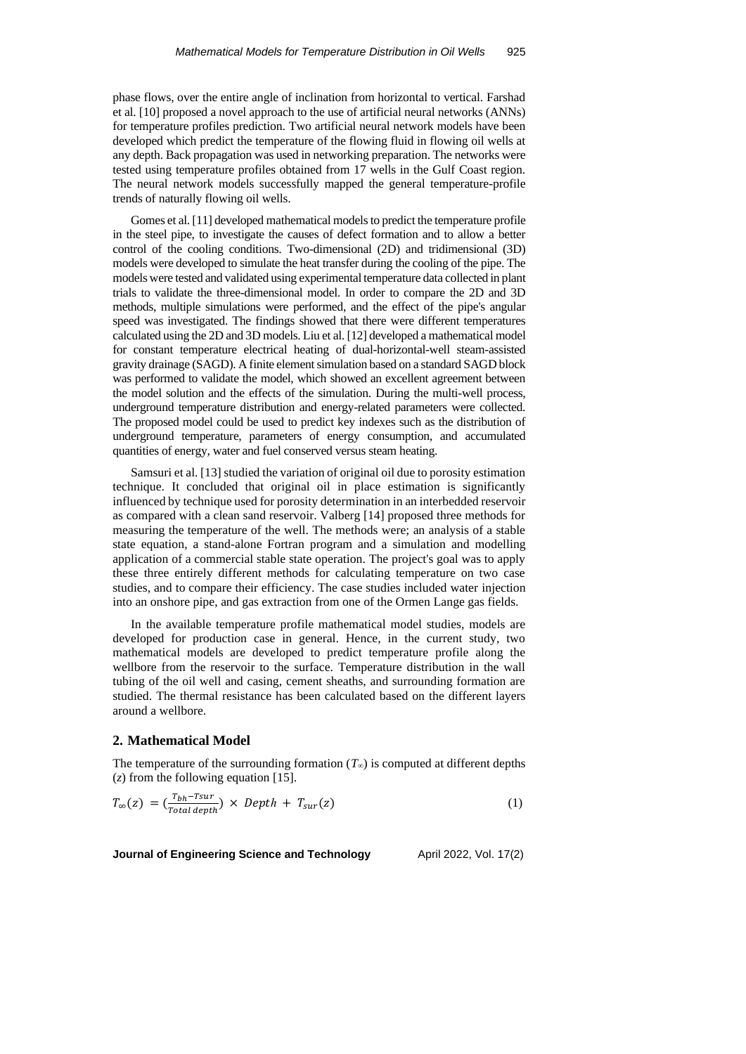phase flows, over the entire angle of inclination from horizontal to vertical. Farshad et al. [10] proposed a novel approach to the use of artificial neural networks (ANNs) for temperature profiles prediction. Two artificial neural network models have been developed which predict the temperature of the flowing fluid in flowing oil wells at any depth. Back propagation was used in networking preparation. The networks were tested using temperature profiles obtained from 17 wells in the Gulf Coast region. The neural network models successfully mapped the general temperature-profile trends of naturally flowing oil wells.

Gomes et al. [11] developed mathematical models to predict the temperature profile in the steel pipe, to investigate the causes of defect formation and to allow a better control of the cooling conditions. Two-dimensional (2D) and tridimensional (3D) models were developed to simulate the heat transfer during the cooling of the pipe. The models were tested and validated using experimental temperature data collected in plant trials to validate the three-dimensional model. In order to compare the 2D and 3D methods, multiple simulations were performed, and the effect of the pipe's angular speed was investigated. The findings showed that there were different temperatures calculated using the 2D and 3D models. Liu et al. [12] developed a mathematical model for constant temperature electrical heating of dual-horizontal-well steam-assisted gravity drainage (SAGD). A finite element simulation based on a standard SAGD block was performed to validate the model, which showed an excellent agreement between the model solution and the effects of the simulation. During the multi-well process, underground temperature distribution and energy-related parameters were collected. The proposed model could be used to predict key indexes such as the distribution of underground temperature, parameters of energy consumption, and accumulated quantities of energy, water and fuel conserved versus steam heating.

Samsuri et al. [13] studied the variation of original oil due to porosity estimation technique. It concluded that original oil in place estimation is significantly influenced by technique used for porosity determination in an interbedded reservoir as compared with a clean sand reservoir. Valberg [14] proposed three methods for measuring the temperature of the well. The methods were; an analysis of a stable state equation, a stand-alone Fortran program and a simulation and modelling application of a commercial stable state operation. The project's goal was to apply these three entirely different methods for calculating temperature on two case studies, and to compare their efficiency. The case studies included water injection into an onshore pipe, and gas extraction from one of the Ormen Lange gas fields.

In the available temperature profile mathematical model studies, models are developed for production case in general. Hence, in the current study, two mathematical models are developed to predict temperature profile along the wellbore from the reservoir to the surface. Temperature distribution in the wall tubing of the oil well and casing, cement sheaths, and surrounding formation are studied. The thermal resistance has been calculated based on the different layers around a wellbore.

## 2. Mathematical Model

The temperature of the surrounding formation ($T_\infty$) is computed at different depths ($z$) from the following equation [15].

$$T_\infty(z) = \left(\frac{T_{bh} - Tsur}{Total\ depth}\right) \times Depth + T_{sur}(z) \tag{1}$$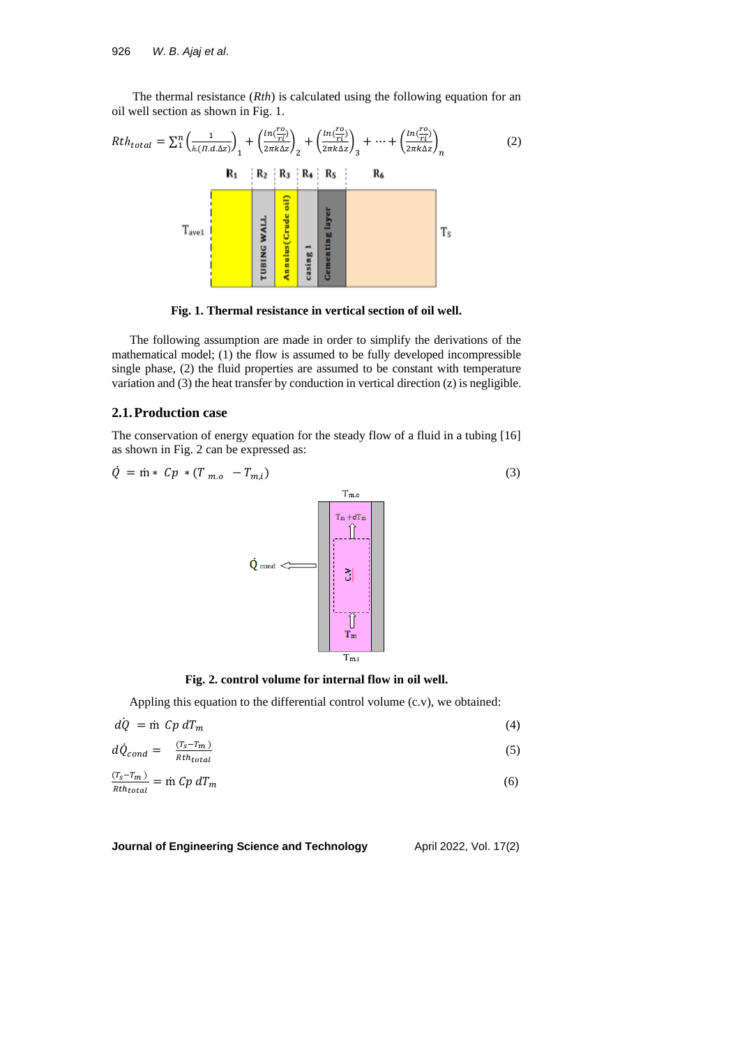The thermal resistance (*Rth*) is calculated using the following equation for an oil well section as shown in Fig. 1.

$$Rth_{total} = \sum_1^n \left(\frac{1}{h.(\Pi.d.\Delta z)}\right)_1 + \left(\frac{ln(\frac{ro}{ri})}{2\pi k\Delta z}\right)_2 + \left(\frac{ln(\frac{ro}{ri})}{2\pi k\Delta z}\right)_3 + \cdots + \left(\frac{ln(\frac{ro}{ri})}{2\pi k\Delta z}\right)_n \quad (2)$$

**Fig. 1. Thermal resistance in vertical section of oil well.**

The following assumption are made in order to simplify the derivations of the mathematical model; (1) the flow is assumed to be fully developed incompressible single phase, (2) the fluid properties are assumed to be constant with temperature variation and (3) the heat transfer by conduction in vertical direction (z) is negligible.

## 2.1. Production case

The conservation of energy equation for the steady flow of a fluid in a tubing [16] as shown in Fig. 2 can be expressed as:

$$\dot{Q} = \dot{m} * Cp * (T_{m.o} - T_{m,i}) \quad (3)$$

**Fig. 2. control volume for internal flow in oil well.**

Appling this equation to the differential control volume (c.v), we obtained:

$$d\dot{Q} = \dot{m}\ Cp\ dT_m \quad (4)$$

$$d\dot{Q}_{cond} = \frac{(T_s - T_m)}{Rth_{total}} \quad (5)$$

$$\frac{(T_s - T_m)}{Rth_{total}} = \dot{m}\ Cp\ dT_m \quad (6)$$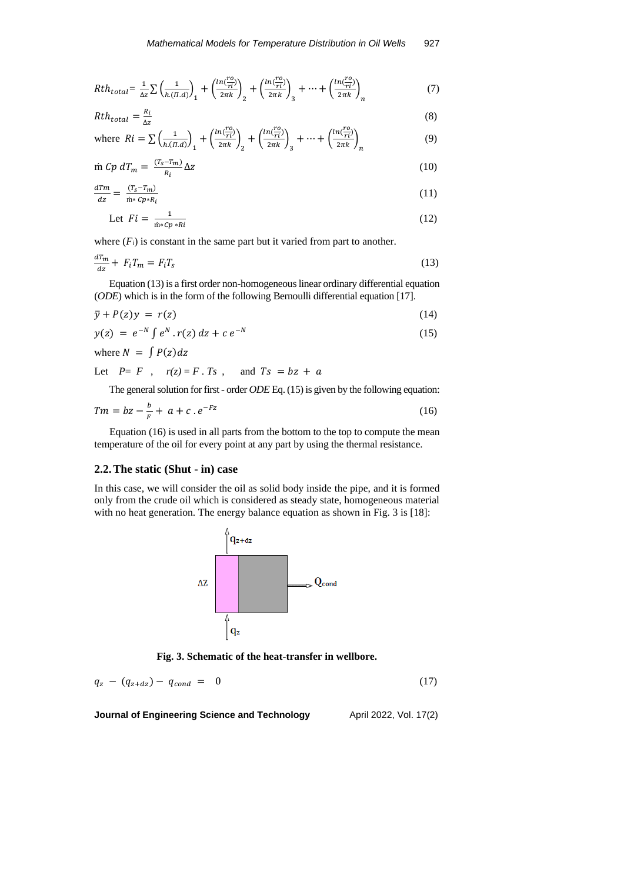$$Rth_{total} = \frac{1}{\Delta z}\sum\left(\frac{1}{h.(\Pi.d)}\right)_1 + \left(\frac{ln(\frac{ro}{ri})}{2\pi k}\right)_2 + \left(\frac{ln(\frac{ro}{ri})}{2\pi k}\right)_3 + \cdots + \left(\frac{ln(\frac{ro}{ri})}{2\pi k}\right)_n \tag{7}$$

$$Rth_{total} = \frac{R_i}{\Delta z} \tag{8}$$

where $Ri = \sum\left(\frac{1}{h.(\Pi.d)}\right)_1 + \left(\frac{ln(\frac{ro}{ri})}{2\pi k}\right)_2 + \left(\frac{ln(\frac{ro}{ri})}{2\pi k}\right)_3 + \cdots + \left(\frac{ln(\frac{ro}{ri})}{2\pi k}\right)_n$ (9)

$$\dot{m}\ Cp\ dT_m = \frac{(T_s - T_m)}{R_i}\Delta z \tag{10}$$

$$\frac{dTm}{dz} = \frac{(T_s - T_m)}{\dot{m} * Cp * R_i} \tag{11}$$

Let $Fi = \frac{1}{\dot{m} * Cp * Ri}$ (12)

where ($F_i$) is constant in the same part but it varied from part to another.

$$\frac{dT_m}{dz} + F_i T_m = F_i T_s \tag{13}$$

Equation (13) is a first order non-homogeneous linear ordinary differential equation (*ODE*) which is in the form of the following Bernoulli differential equation [17].

$$\bar{y} + P(z)y = r(z) \tag{14}$$

$$y(z) = e^{-N}\int e^{N}.r(z)\,dz + c\,e^{-N} \tag{15}$$

where $N = \int P(z)dz$

Let $P = F$ , $r(z) = F.Ts$ , and $Ts = bz + a$

The general solution for first - order *ODE* Eq. (15) is given by the following equation:

$$Tm = bz - \frac{b}{F} + a + c.e^{-Fz} \tag{16}$$

Equation (16) is used in all parts from the bottom to the top to compute the mean temperature of the oil for every point at any part by using the thermal resistance.

## 2.2. The static (Shut - in) case

In this case, we will consider the oil as solid body inside the pipe, and it is formed only from the crude oil which is considered as steady state, homogeneous material with no heat generation. The energy balance equation as shown in Fig. 3 is [18]:

**Fig. 3. Schematic of the heat-transfer in wellbore.**

$$q_z - (q_{z+dz}) - q_{cond} = 0 \tag{17}$$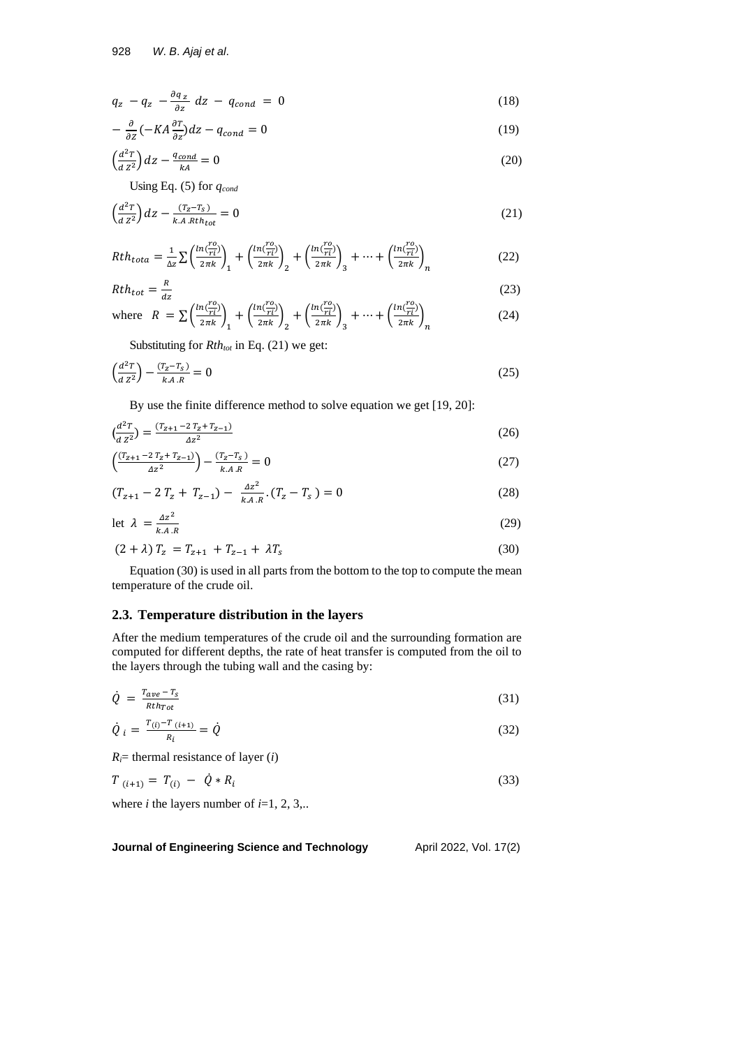$$q_z - q_z - \frac{\partial q_z}{\partial z}\, dz - q_{cond} = 0 \tag{18}$$

$$-\frac{\partial}{\partial z}\left(-KA\frac{\partial T}{\partial z}\right)dz - q_{cond} = 0 \tag{19}$$

$$\left(\frac{d^2T}{d\,Z^2}\right)dz - \frac{q_{cond}}{kA} = 0 \tag{20}$$

Using Eq. (5) for $q_{cond}$

$$\left(\frac{d^2T}{d\,Z^2}\right)dz - \frac{(T_z - T_s)}{k.A.Rth_{tot}} = 0 \tag{21}$$

$$Rth_{tota} = \frac{1}{\Delta z}\sum\left(\frac{ln(\frac{ro}{ri})}{2\pi k}\right)_1 + \left(\frac{ln(\frac{ro}{ri})}{2\pi k}\right)_2 + \left(\frac{ln(\frac{ro}{ri})}{2\pi k}\right)_3 + \cdots + \left(\frac{ln(\frac{ro}{ri})}{2\pi k}\right)_n \tag{22}$$

$$Rth_{tot} = \frac{R}{dz} \tag{23}$$

where $R = \sum\left(\frac{ln(\frac{ro}{ri})}{2\pi k}\right)_1 + \left(\frac{ln(\frac{ro}{ri})}{2\pi k}\right)_2 + \left(\frac{ln(\frac{ro}{ri})}{2\pi k}\right)_3 + \cdots + \left(\frac{ln(\frac{ro}{ri})}{2\pi k}\right)_n \quad (24)$

Substituting for $Rth_{tot}$ in Eq. (21) we get:

$$\left(\frac{d^2T}{d\,Z^2}\right) - \frac{(T_z - T_s)}{k.A.R} = 0 \tag{25}$$

By use the finite difference method to solve equation we get [19, 20]:

$$\left(\frac{d^2T}{d\,Z^2}\right) = \frac{(T_{z+1} - 2\,T_z + T_{z-1})}{\Delta z^2} \tag{26}$$

$$\left(\frac{(T_{z+1} - 2\,T_z + T_{z-1})}{\Delta z^2}\right) - \frac{(T_z - T_s)}{k.A.R} = 0 \tag{27}$$

$$(T_{z+1} - 2\,T_z + T_{z-1}) - \frac{\Delta z^2}{k.A.R}.(T_z - T_s) = 0 \tag{28}$$

$$\text{let } \lambda = \frac{\Delta z^2}{k.A.R} \tag{29}$$

$$(2 + \lambda)\,T_z = T_{z+1} + T_{z-1} + \lambda T_s \tag{30}$$

Equation (30) is used in all parts from the bottom to the top to compute the mean temperature of the crude oil.

## 2.3. Temperature distribution in the layers

After the medium temperatures of the crude oil and the surrounding formation are computed for different depths, the rate of heat transfer is computed from the oil to the layers through the tubing wall and the casing by:

$$\dot{Q} = \frac{T_{ave} - T_s}{Rth_{Tot}} \tag{31}$$

$$\dot{Q}_i = \frac{T_{(i)} - T_{(i+1)}}{R_i} = \dot{Q} \tag{32}$$

$R_i$= thermal resistance of layer ($i$)

$$T_{(i+1)} = T_{(i)} - \dot{Q} * R_i \tag{33}$$

where $i$ the layers number of $i$=1, 2, 3,..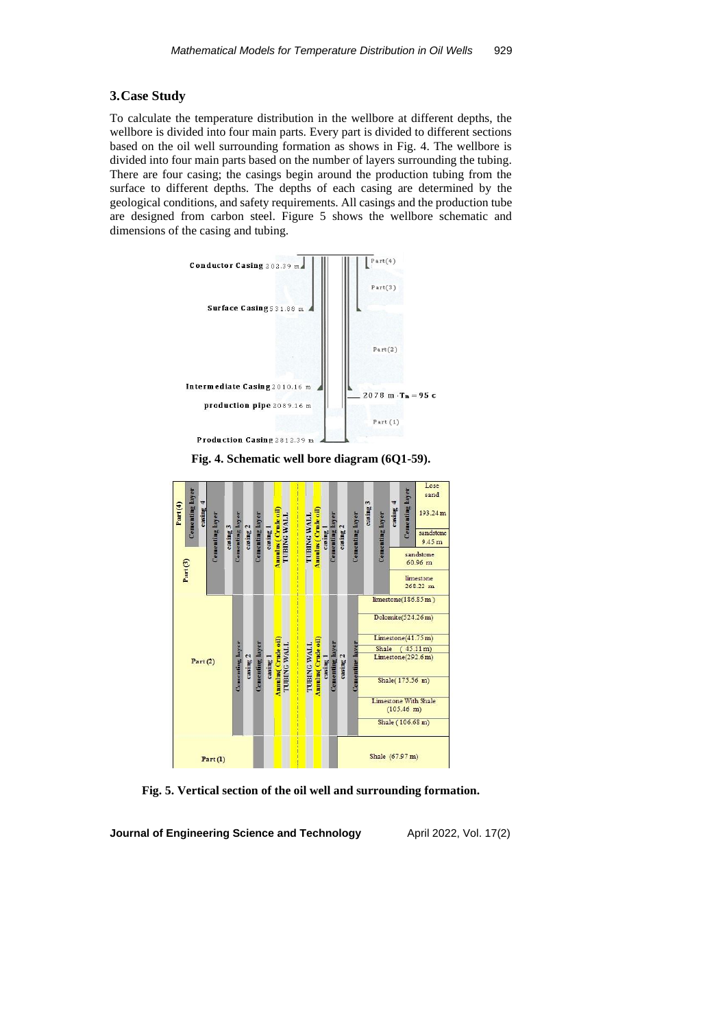## 3. Case Study

To calculate the temperature distribution in the wellbore at different depths, the wellbore is divided into four main parts. Every part is divided to different sections based on the oil well surrounding formation as shows in Fig. 4. The wellbore is divided into four main parts based on the number of layers surrounding the tubing. There are four casing; the casings begin around the production tubing from the surface to different depths. The depths of each casing are determined by the geological conditions, and safety requirements. All casings and the production tube are designed from carbon steel. Figure 5 shows the wellbore schematic and dimensions of the casing and tubing.

**Fig. 4. Schematic well bore diagram (6Q1-59).**

**Fig. 5. Vertical section of the oil well and surrounding formation.**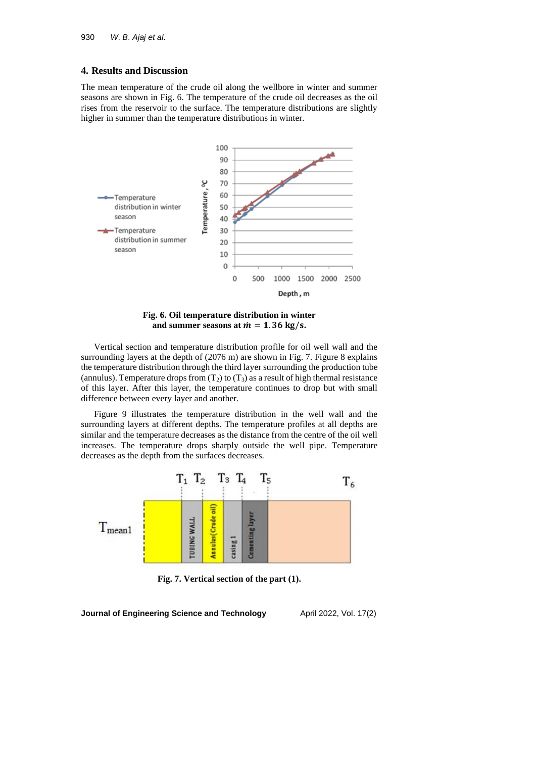## 4. Results and Discussion

The mean temperature of the crude oil along the wellbore in winter and summer seasons are shown in Fig. 6. The temperature of the crude oil decreases as the oil rises from the reservoir to the surface. The temperature distributions are slightly higher in summer than the temperature distributions in winter.

**Fig. 6. Oil temperature distribution in winter and summer seasons at $\dot{m} = 1.36$ kg/s.**

Vertical section and temperature distribution profile for oil well wall and the surrounding layers at the depth of (2076 m) are shown in Fig. 7. Figure 8 explains the temperature distribution through the third layer surrounding the production tube (annulus). Temperature drops from ($T_2$) to ($T_3$) as a result of high thermal resistance of this layer. After this layer, the temperature continues to drop but with small difference between every layer and another.

Figure 9 illustrates the temperature distribution in the well wall and the surrounding layers at different depths. The temperature profiles at all depths are similar and the temperature decreases as the distance from the centre of the oil well increases. The temperature drops sharply outside the well pipe. Temperature decreases as the depth from the surfaces decreases.

**Fig. 7. Vertical section of the part (1).**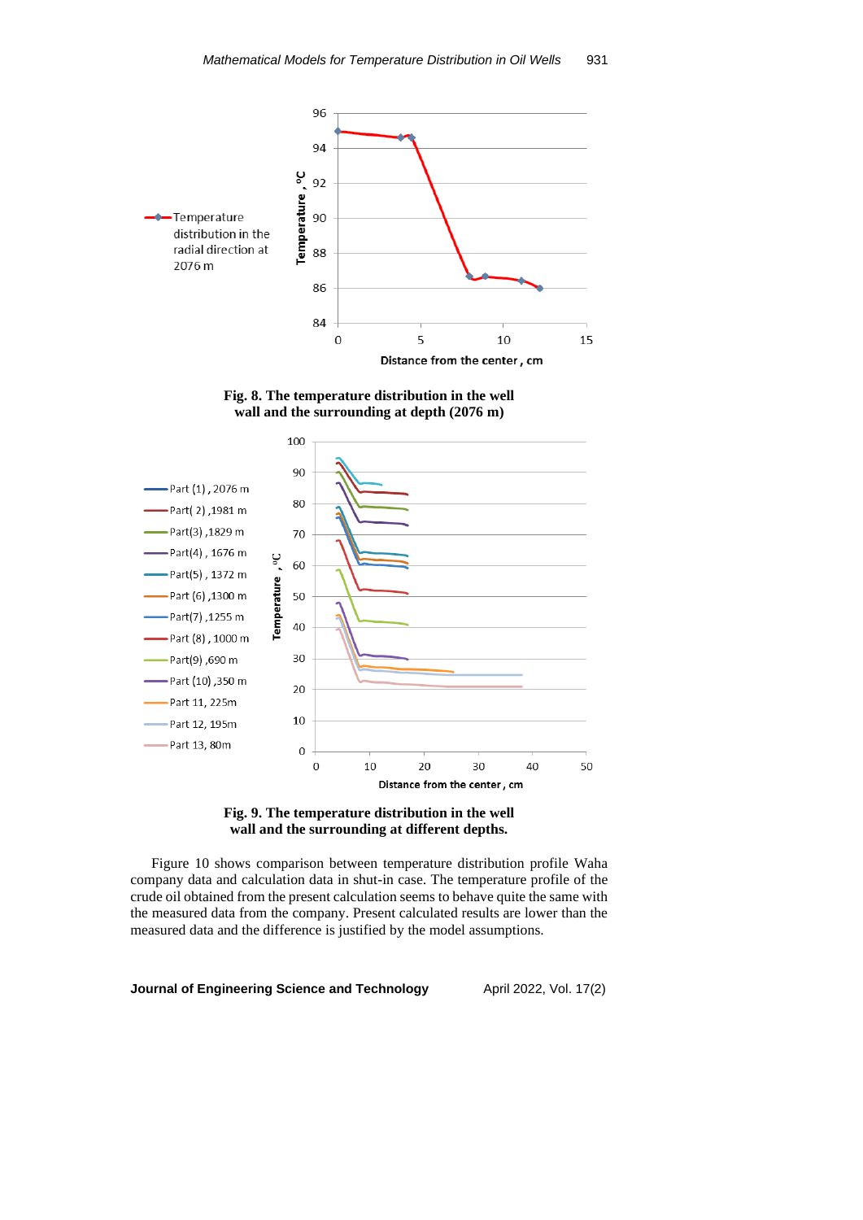**Fig. 8. The temperature distribution in the well wall and the surrounding at depth (2076 m)**

**Fig. 9. The temperature distribution in the well wall and the surrounding at different depths.**

Figure 10 shows comparison between temperature distribution profile Waha company data and calculation data in shut-in case. The temperature profile of the crude oil obtained from the present calculation seems to behave quite the same with the measured data from the company. Present calculated results are lower than the measured data and the difference is justified by the model assumptions.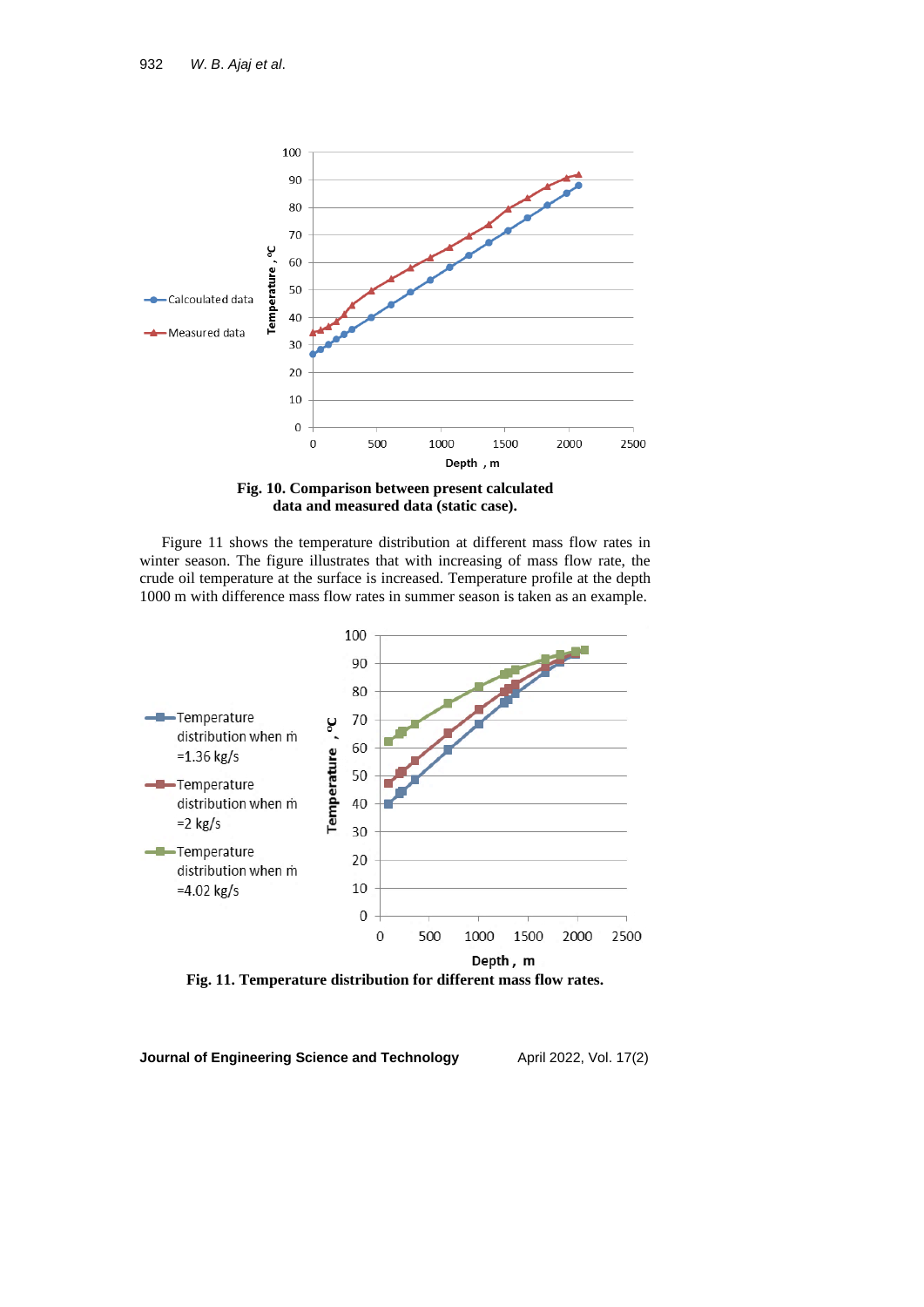**Fig. 10. Comparison between present calculated data and measured data (static case).**

Figure 11 shows the temperature distribution at different mass flow rates in winter season. The figure illustrates that with increasing of mass flow rate, the crude oil temperature at the surface is increased. Temperature profile at the depth 1000 m with difference mass flow rates in summer season is taken as an example.

**Fig. 11. Temperature distribution for different mass flow rates.**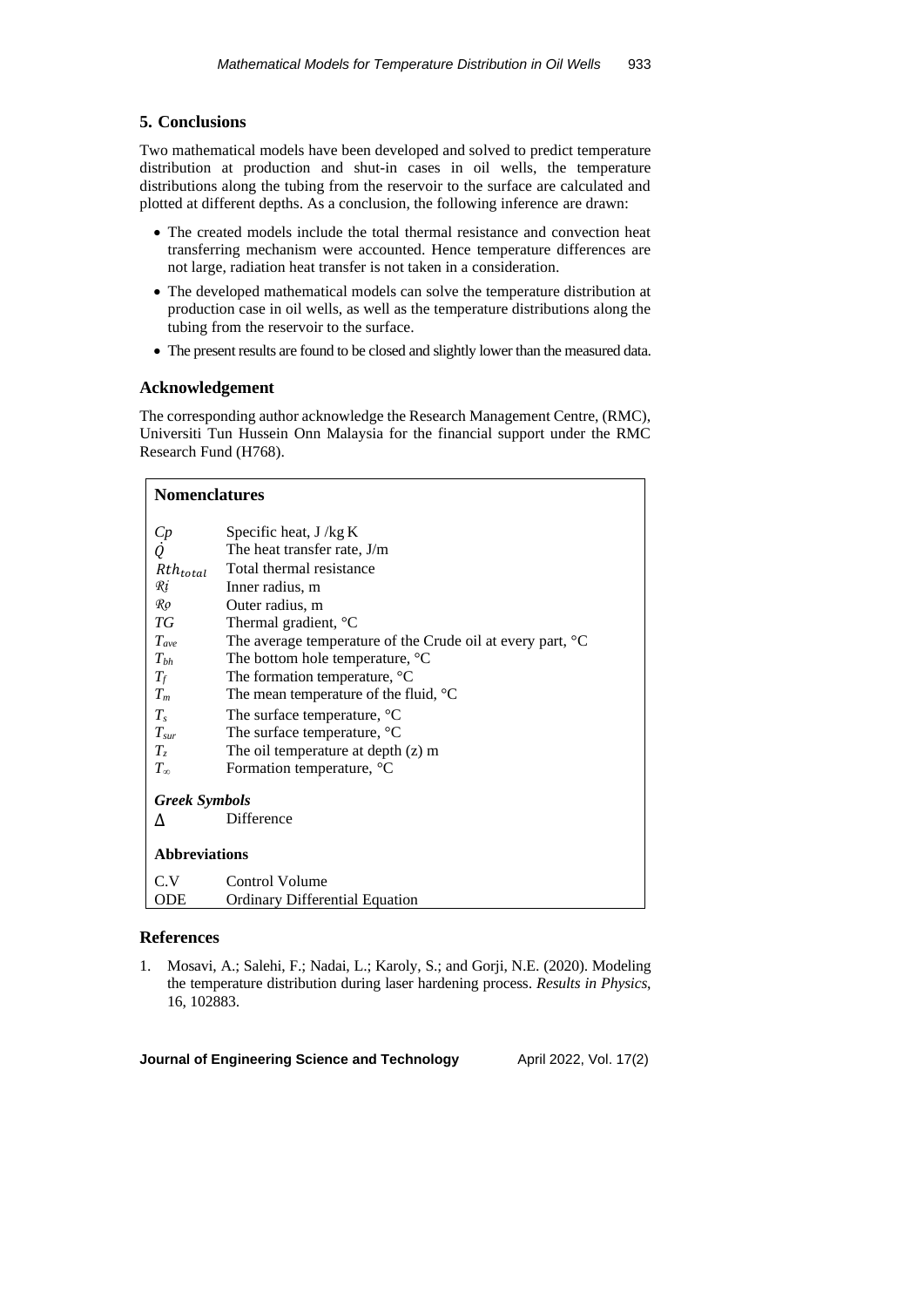## 5. Conclusions

Two mathematical models have been developed and solved to predict temperature distribution at production and shut-in cases in oil wells, the temperature distributions along the tubing from the reservoir to the surface are calculated and plotted at different depths. As a conclusion, the following inference are drawn:

- The created models include the total thermal resistance and convection heat transferring mechanism were accounted. Hence temperature differences are not large, radiation heat transfer is not taken in a consideration.
- The developed mathematical models can solve the temperature distribution at production case in oil wells, as well as the temperature distributions along the tubing from the reservoir to the surface.
- The present results are found to be closed and slightly lower than the measured data.

### Acknowledgement

The corresponding author acknowledge the Research Management Centre, (RMC), Universiti Tun Hussein Onn Malaysia for the financial support under the RMC Research Fund (H768).

| **Nomenclatures** | |
|---|---|
| $Cp$ | Specific heat, J /kg K |
| $\dot{Q}$ | The heat transfer rate, J/m |
| $Rth_{total}$ | Total thermal resistance |
| $\mathcal{R}i$ | Inner radius, m |
| $\mathcal{R}o$ | Outer radius, m |
| $TG$ | Thermal gradient, °C |
| $T_{ave}$ | The average temperature of the Crude oil at every part, °C |
| $T_{bh}$ | The bottom hole temperature, °C |
| $T_f$ | The formation temperature, °C |
| $T_m$ | The mean temperature of the fluid, °C |
| $T_s$ | The surface temperature, °C |
| $T_{sur}$ | The surface temperature, °C |
| $T_z$ | The oil temperature at depth (z) m |
| $T_\infty$ | Formation temperature, °C |
| ***Greek Symbols*** | |
| $\Delta$ | Difference |
| **Abbreviations** | |
| C.V | Control Volume |
| ODE | Ordinary Differential Equation |

## References

1. Mosavi, A.; Salehi, F.; Nadai, L.; Karoly, S.; and Gorji, N.E. (2020). Modeling the temperature distribution during laser hardening process. *Results in Physics*, 16, 102883.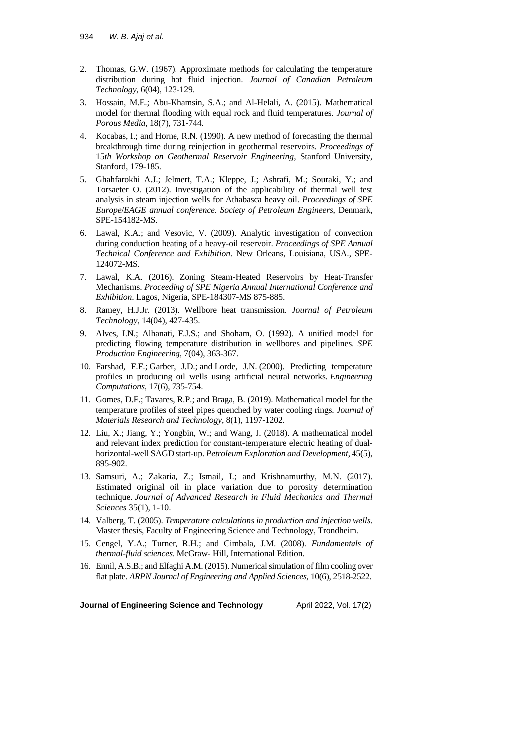2. Thomas, G.W. (1967). Approximate methods for calculating the temperature distribution during hot fluid injection. *Journal of Canadian Petroleum Technology*, 6(04), 123-129.
3. Hossain, M.E.; Abu-Khamsin, S.A.; and Al-Helali, A. (2015). Mathematical model for thermal flooding with equal rock and fluid temperatures. *Journal of Porous Media*, 18(7), 731-744.
4. Kocabas, I.; and Horne, R.N. (1990). A new method of forecasting the thermal breakthrough time during reinjection in geothermal reservoirs. *Proceedings of* 15*th Workshop on Geothermal Reservoir Engineering*, Stanford University, Stanford, 179-185.
5. Ghahfarokhi A.J.; Jelmert, T.A.; Kleppe, J.; Ashrafi, M.; Souraki, Y.; and Torsaeter O. (2012). Investigation of the applicability of thermal well test analysis in steam injection wells for Athabasca heavy oil. *Proceedings of SPE Europe*/*EAGE annual conference*. *Society of Petroleum Engineers*, Denmark, SPE-154182-MS.
6. Lawal, K.A.; and Vesovic, V. (2009). Analytic investigation of convection during conduction heating of a heavy-oil reservoir. *Proceedings of SPE Annual Technical Conference and Exhibition*. New Orleans, Louisiana, USA., SPE-124072-MS.
7. Lawal, K.A. (2016). Zoning Steam-Heated Reservoirs by Heat-Transfer Mechanisms. *Proceeding of SPE Nigeria Annual International Conference and Exhibition*. Lagos, Nigeria, SPE-184307-MS 875-885.
8. Ramey, H.J.Jr. (2013). Wellbore heat transmission. *Journal of Petroleum Technology*, 14(04), 427-435.
9. Alves, I.N.; Alhanati, F.J.S.; and Shoham, O. (1992). A unified model for predicting flowing temperature distribution in wellbores and pipelines. *SPE Production Engineering*, 7(04), 363-367.
10. Farshad, F.F.; Garber, J.D.; and Lorde, J.N. (2000). Predicting temperature profiles in producing oil wells using artificial neural networks. *Engineering Computations*, 17(6), 735-754.
11. Gomes, D.F.; Tavares, R.P.; and Braga, B. (2019). Mathematical model for the temperature profiles of steel pipes quenched by water cooling rings. *Journal of Materials Research and Technology*, 8(1), 1197-1202.
12. Liu, X.; Jiang, Y.; Yongbin, W.; and Wang, J. (2018). A mathematical model and relevant index prediction for constant-temperature electric heating of dual-horizontal-well SAGD start-up. *Petroleum Exploration and Development*, 45(5), 895-902.
13. Samsuri, A.; Zakaria, Z.; Ismail, I.; and Krishnamurthy, M.N. (2017). Estimated original oil in place variation due to porosity determination technique. *Journal of Advanced Research in Fluid Mechanics and Thermal Sciences* 35(1), 1-10.
14. Valberg, T. (2005). *Temperature calculations in production and injection wells*. Master thesis, Faculty of Engineering Science and Technology, Trondheim.
15. Cengel, Y.A.; Turner, R.H.; and Cimbala, J.M. (2008). *Fundamentals of thermal-fluid sciences*. McGraw- Hill, International Edition.
16. Ennil, A.S.B.; and Elfaghi A.M. (2015). Numerical simulation of film cooling over flat plate. *ARPN Journal of Engineering and Applied Sciences*, 10(6), 2518-2522.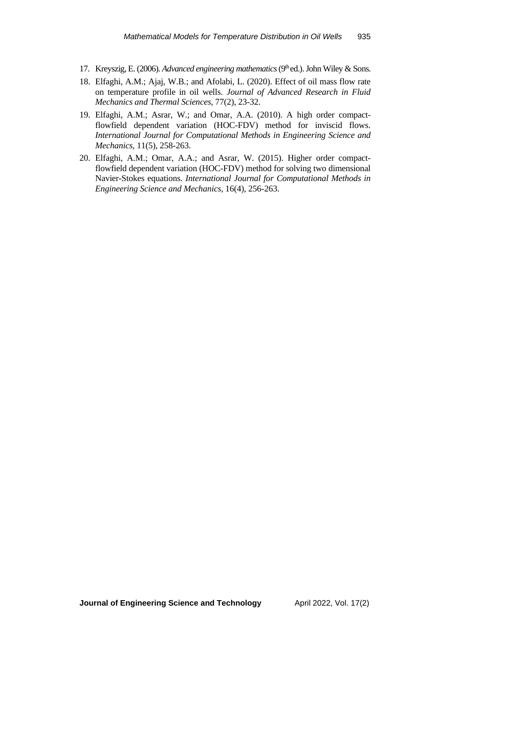17. Kreyszig, E. (2006). *Advanced engineering mathematics* (9th ed.). John Wiley & Sons.
18. Elfaghi, A.M.; Ajaj, W.B.; and Afolabi, L. (2020). Effect of oil mass flow rate on temperature profile in oil wells. *Journal of Advanced Research in Fluid Mechanics and Thermal Sciences*, 77(2), 23-32.
19. Elfaghi, A.M.; Asrar, W.; and Omar, A.A. (2010). A high order compact-flowfield dependent variation (HOC-FDV) method for inviscid flows. *International Journal for Computational Methods in Engineering Science and Mechanics*, 11(5), 258-263.
20. Elfaghi, A.M.; Omar, A.A.; and Asrar, W. (2015). Higher order compact-flowfield dependent variation (HOC-FDV) method for solving two dimensional Navier-Stokes equations. *International Journal for Computational Methods in Engineering Science and Mechanics*, 16(4), 256-263.